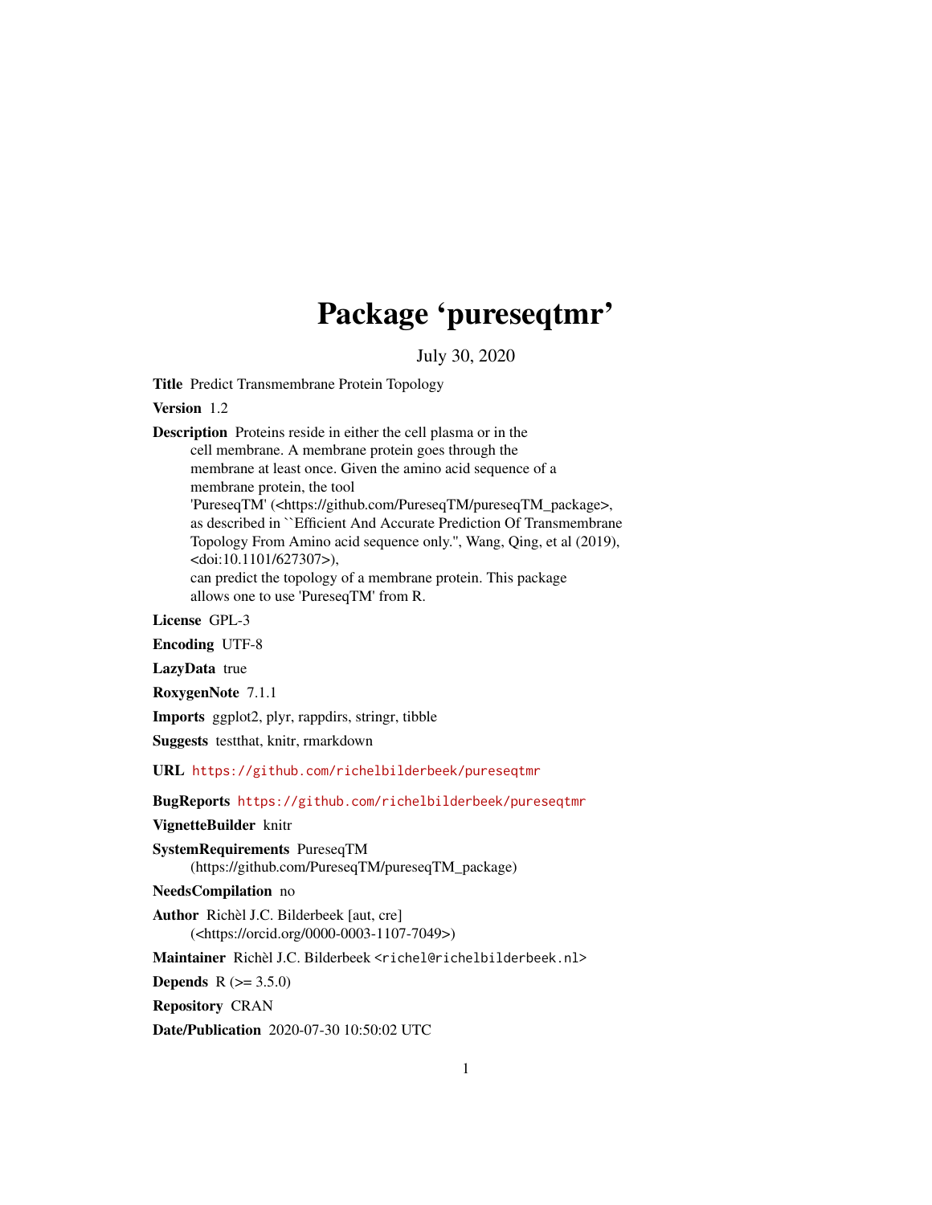# Package 'pureseqtmr'

July 30, 2020

**Title** Predict Transmembrane Protein Topology

**Version** 1.2

**Description** Proteins reside in either the cell plasma or in the cell membrane. A membrane protein goes through the membrane at least once. Given the amino acid sequence of a membrane protein, the tool 'PureseqTM' (<https://github.com/PureseqTM/pureseqTM_package>, as described in ``Efficient And Accurate Prediction Of Transmembrane Topology From Amino acid sequence only.'', Wang, Qing, et al (2019), <doi:10.1101/627307>), can predict the topology of a membrane protein. This package allows one to use 'PureseqTM' from R.

**License** GPL-3

**Encoding** UTF-8

**LazyData** true

**RoxygenNote** 7.1.1

**Imports** ggplot2, plyr, rappdirs, stringr, tibble

**Suggests** testthat, knitr, rmarkdown

**URL** https://github.com/richelbilderbeek/pureseqtmr

**BugReports** https://github.com/richelbilderbeek/pureseqtmr

**VignetteBuilder** knitr

**SystemRequirements** PureseqTM (https://github.com/PureseqTM/pureseqTM_package)

**NeedsCompilation** no

**Author** Richèl J.C. Bilderbeek [aut, cre] (<https://orcid.org/0000-0003-1107-7049>)

**Maintainer** Richèl J.C. Bilderbeek <richel@richelbilderbeek.nl>

**Depends** R (>= 3.5.0)

**Repository** CRAN

**Date/Publication** 2020-07-30 10:50:02 UTC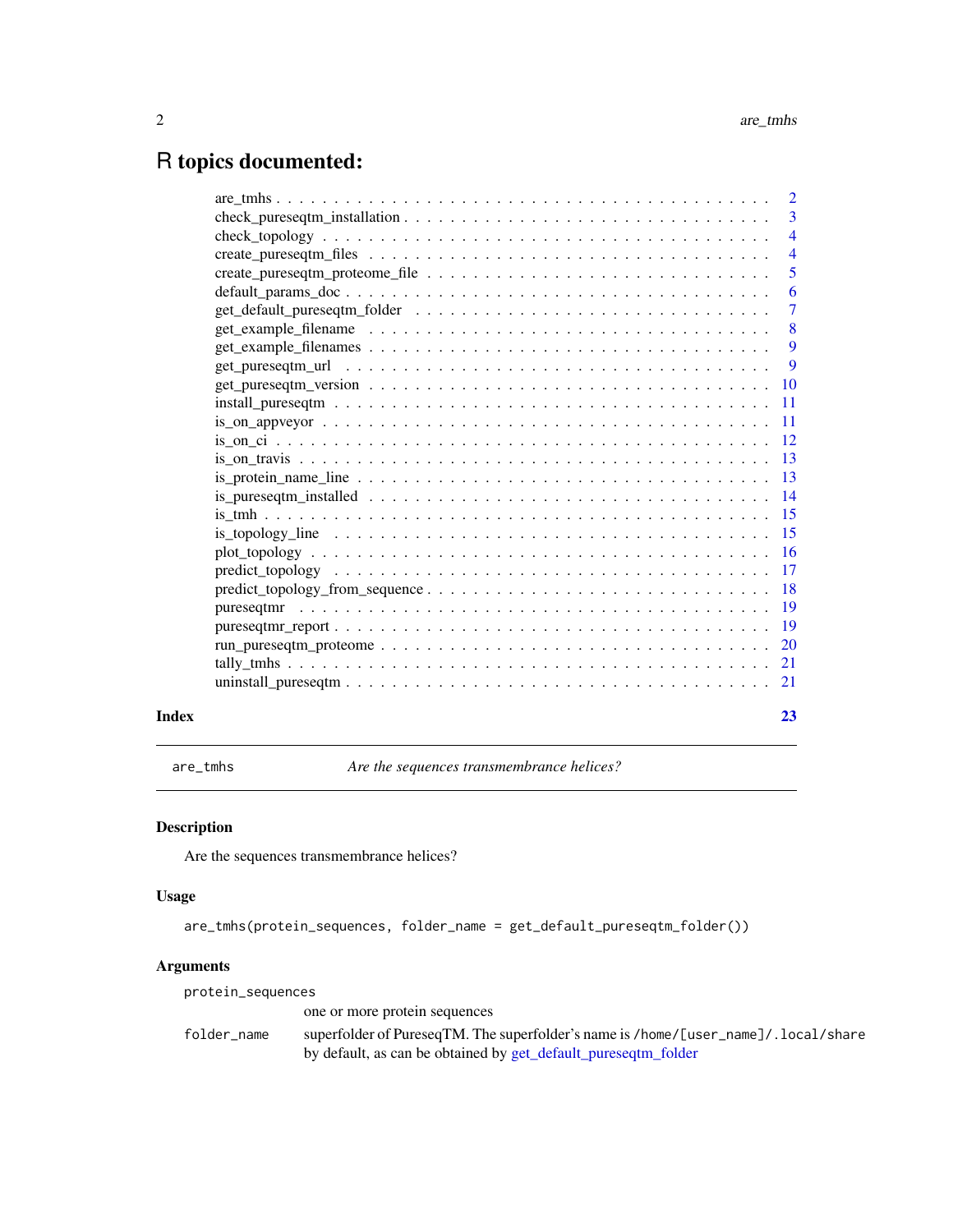# R topics documented:

| | |
|---|---|
| are_tmhs | 2 |
| check_pureseqtm_installation | 3 |
| check_topology | 4 |
| create_pureseqtm_files | 4 |
| create_pureseqtm_proteome_file | 5 |
| default_params_doc | 6 |
| get_default_pureseqtm_folder | 7 |
| get_example_filename | 8 |
| get_example_filenames | 9 |
| get_pureseqtm_url | 9 |
| get_pureseqtm_version | 10 |
| install_pureseqtm | 11 |
| is_on_appveyor | 11 |
| is_on_ci | 12 |
| is_on_travis | 13 |
| is_protein_name_line | 13 |
| is_pureseqtm_installed | 14 |
| is_tmh | 15 |
| is_topology_line | 15 |
| plot_topology | 16 |
| predict_topology | 17 |
| predict_topology_from_sequence | 18 |
| pureseqtmr | 19 |
| pureseqtmr_report | 19 |
| run_pureseqtm_proteome | 20 |
| tally_tmhs | 21 |
| uninstall_pureseqtm | 21 |

**Index** **23**

---

`are_tmhs` *Are the sequences transmembrance helices?*

---

## Description

Are the sequences transmembrance helices?

## Usage

```
are_tmhs(protein_sequences, folder_name = get_default_pureseqtm_folder())
```

## Arguments

| | |
|---|---|
| `protein_sequences` | one or more protein sequences |
| `folder_name` | superfolder of PureseqTM. The superfolder's name is `/home/[user_name]/.local/share` by default, as can be obtained by get_default_pureseqtm_folder |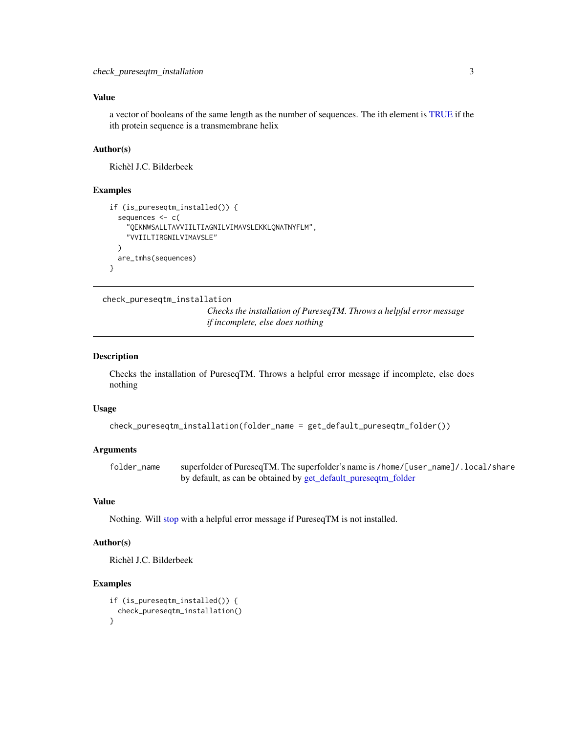### Value

a vector of booleans of the same length as the number of sequences. The ith element is TRUE if the ith protein sequence is a transmembrane helix

### Author(s)

Richèl J.C. Bilderbeek

### Examples

```
if (is_pureseqtm_installed()) {
  sequences <- c(
    "QEKNWSALLTAVVIILTIAGNILVIMAVSLEKKLQNATNYFLM",
    "VVIILTIRGNILVIMAVSLE"
  )
  are_tmhs(sequences)
}
```

---

## check_pureseqtm_installation

*Checks the installation of PureseqTM. Throws a helpful error message if incomplete, else does nothing*

---

### Description

Checks the installation of PureseqTM. Throws a helpful error message if incomplete, else does nothing

### Usage

```
check_pureseqtm_installation(folder_name = get_default_pureseqtm_folder())
```

### Arguments

| | |
|---|---|
| folder_name | superfolder of PureseqTM. The superfolder's name is `/home/[user_name]/.local/share` by default, as can be obtained by get_default_pureseqtm_folder |

### Value

Nothing. Will stop with a helpful error message if PureseqTM is not installed.

### Author(s)

Richèl J.C. Bilderbeek

### Examples

```
if (is_pureseqtm_installed()) {
  check_pureseqtm_installation()
}
```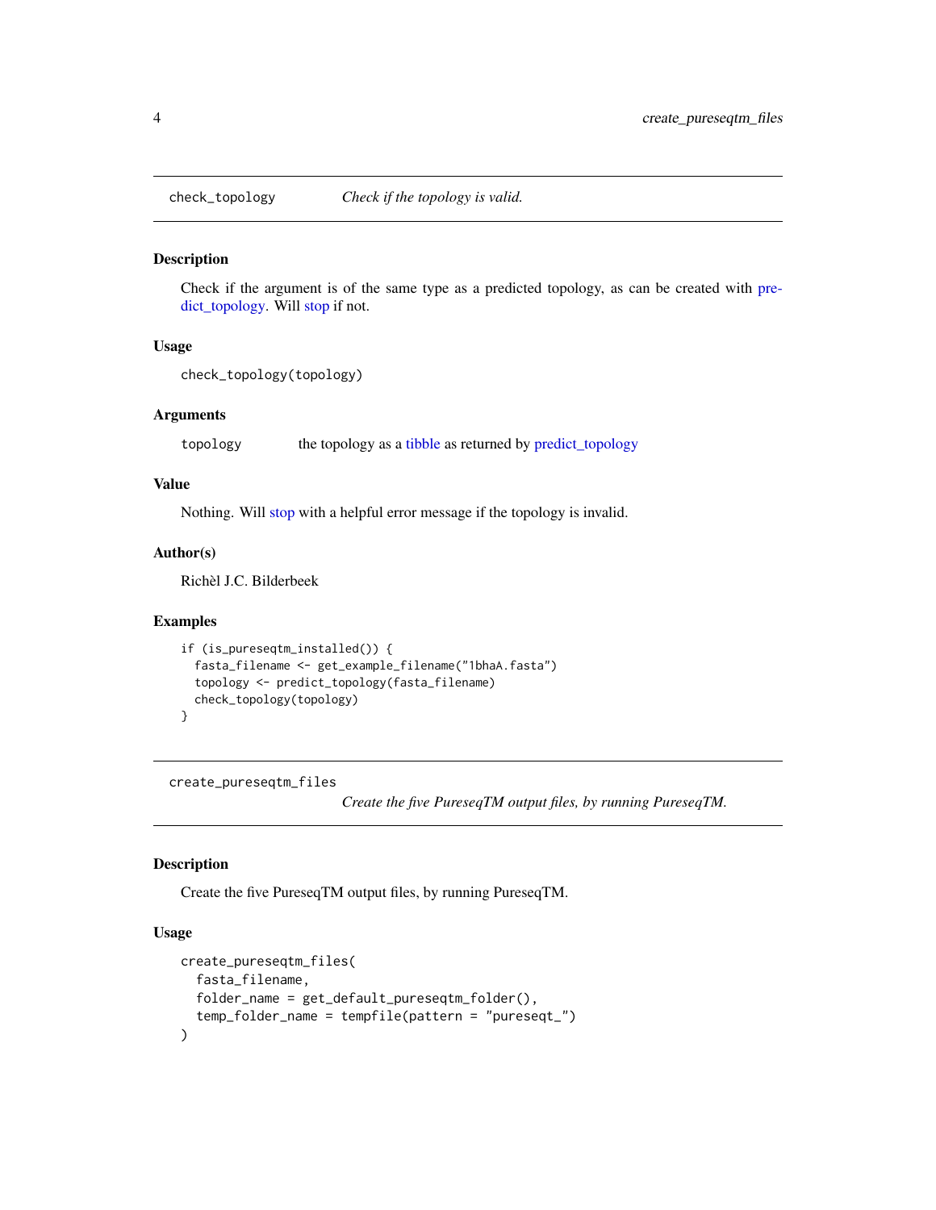## check_topology — *Check if the topology is valid.*

### Description

Check if the argument is of the same type as a predicted topology, as can be created with predict_topology. Will stop if not.

### Usage

```
check_topology(topology)
```

### Arguments

| | |
|---|---|
| topology | the topology as a tibble as returned by predict_topology |

### Value

Nothing. Will stop with a helpful error message if the topology is invalid.

### Author(s)

Richèl J.C. Bilderbeek

### Examples

```
if (is_pureseqtm_installed()) {
  fasta_filename <- get_example_filename("1bhaA.fasta")
  topology <- predict_topology(fasta_filename)
  check_topology(topology)
}
```

## create_pureseqtm_files — *Create the five PureseqTM output files, by running PureseqTM.*

### Description

Create the five PureseqTM output files, by running PureseqTM.

### Usage

```
create_pureseqtm_files(
  fasta_filename,
  folder_name = get_default_pureseqtm_folder(),
  temp_folder_name = tempfile(pattern = "pureseqt_")
)
```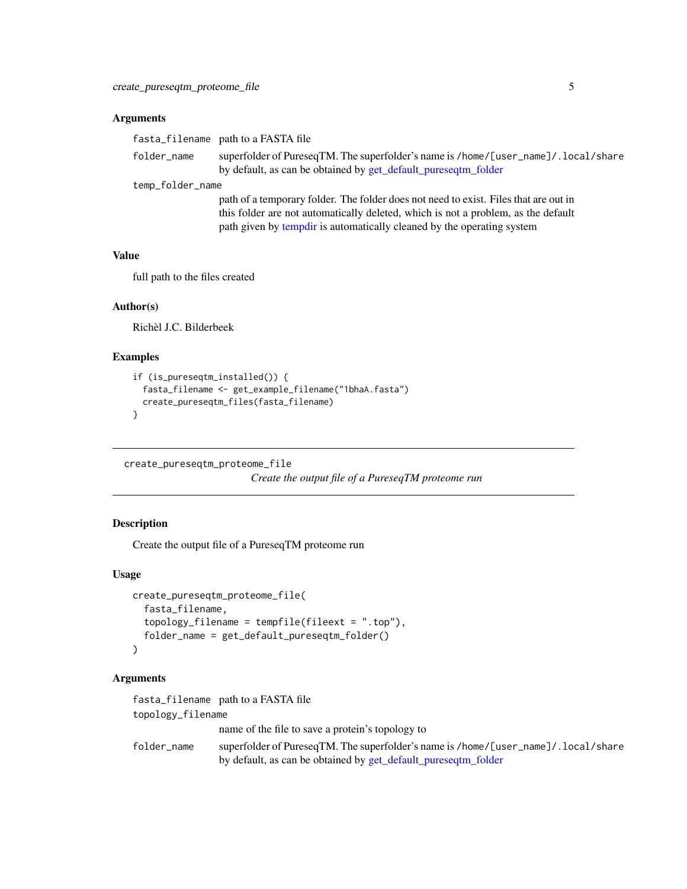### Arguments

- `fasta_filename` path to a FASTA file
- `folder_name` superfolder of PureseqTM. The superfolder's name is `/home/[user_name]/.local/share` by default, as can be obtained by get_default_pureseqtm_folder
- `temp_folder_name` path of a temporary folder. The folder does not need to exist. Files that are out in this folder are not automatically deleted, which is not a problem, as the default path given by tempdir is automatically cleaned by the operating system

### Value

full path to the files created

### Author(s)

Richèl J.C. Bilderbeek

### Examples

```
if (is_pureseqtm_installed()) {
  fasta_filename <- get_example_filename("1bhaA.fasta")
  create_pureseqtm_files(fasta_filename)
}
```

---

## create_pureseqtm_proteome_file — *Create the output file of a PureseqTM proteome run*

---

### Description

Create the output file of a PureseqTM proteome run

### Usage

```
create_pureseqtm_proteome_file(
  fasta_filename,
  topology_filename = tempfile(fileext = ".top"),
  folder_name = get_default_pureseqtm_folder()
)
```

### Arguments

- `fasta_filename` path to a FASTA file
- `topology_filename` name of the file to save a protein's topology to
- `folder_name` superfolder of PureseqTM. The superfolder's name is `/home/[user_name]/.local/share` by default, as can be obtained by get_default_pureseqtm_folder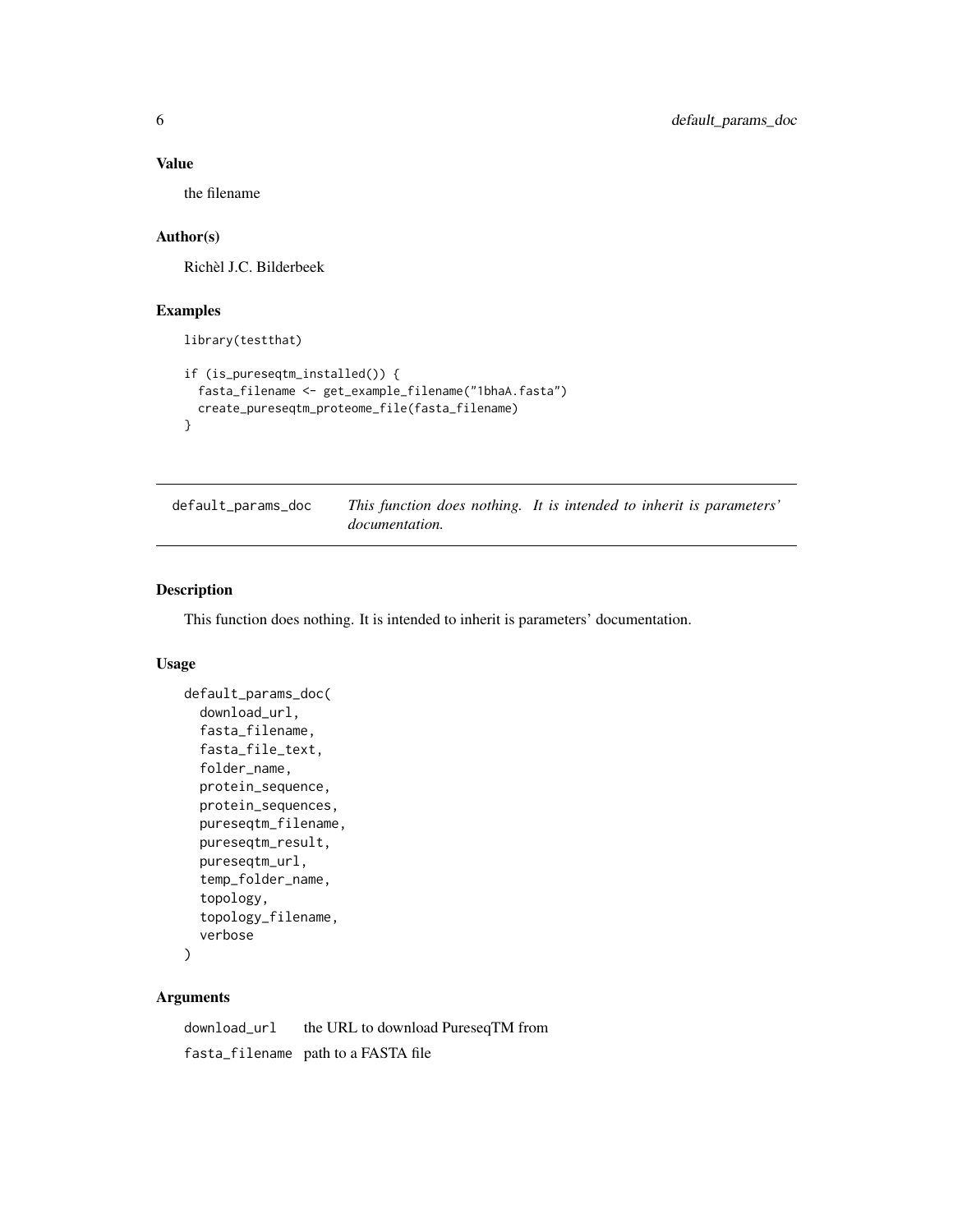## Value

the filename

## Author(s)

Richèl J.C. Bilderbeek

## Examples

```
library(testthat)

if (is_pureseqtm_installed()) {
  fasta_filename <- get_example_filename("1bhaA.fasta")
  create_pureseqtm_proteome_file(fasta_filename)
}
```

---

# default_params_doc — *This function does nothing. It is intended to inherit is parameters' documentation.*

---

## Description

This function does nothing. It is intended to inherit is parameters' documentation.

## Usage

```
default_params_doc(
  download_url,
  fasta_filename,
  fasta_file_text,
  folder_name,
  protein_sequence,
  protein_sequences,
  pureseqtm_filename,
  pureseqtm_result,
  pureseqtm_url,
  temp_folder_name,
  topology,
  topology_filename,
  verbose
)
```

## Arguments

| | |
|---|---|
| `download_url` | the URL to download PureseqTM from |
| `fasta_filename` | path to a FASTA file |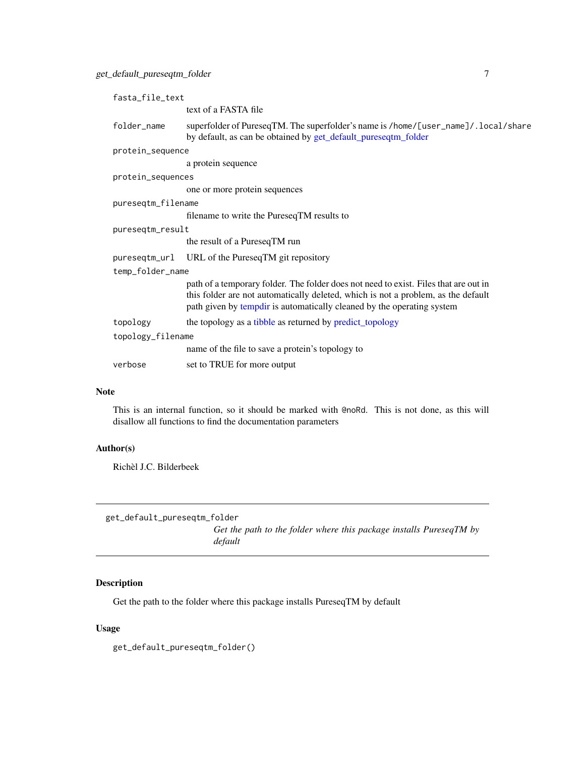| | |
|---|---|
| `fasta_file_text` | text of a FASTA file |
| `folder_name` | superfolder of PureseqTM. The superfolder's name is `/home/[user_name]/.local/share` by default, as can be obtained by get_default_pureseqtm_folder |
| `protein_sequence` | a protein sequence |
| `protein_sequences` | one or more protein sequences |
| `pureseqtm_filename` | filename to write the PureseqTM results to |
| `pureseqtm_result` | the result of a PureseqTM run |
| `pureseqtm_url` | URL of the PureseqTM git repository |
| `temp_folder_name` | path of a temporary folder. The folder does not need to exist. Files that are out in this folder are not automatically deleted, which is not a problem, as the default path given by tempdir is automatically cleaned by the operating system |
| `topology` | the topology as a tibble as returned by predict_topology |
| `topology_filename` | name of the file to save a protein's topology to |
| `verbose` | set to TRUE for more output |

## Note

This is an internal function, so it should be marked with `@noRd`. This is not done, as this will disallow all functions to find the documentation parameters

## Author(s)

Richèl J.C. Bilderbeek

---

`get_default_pureseqtm_folder`

*Get the path to the folder where this package installs PureseqTM by default*

---

## Description

Get the path to the folder where this package installs PureseqTM by default

## Usage

```
get_default_pureseqtm_folder()
```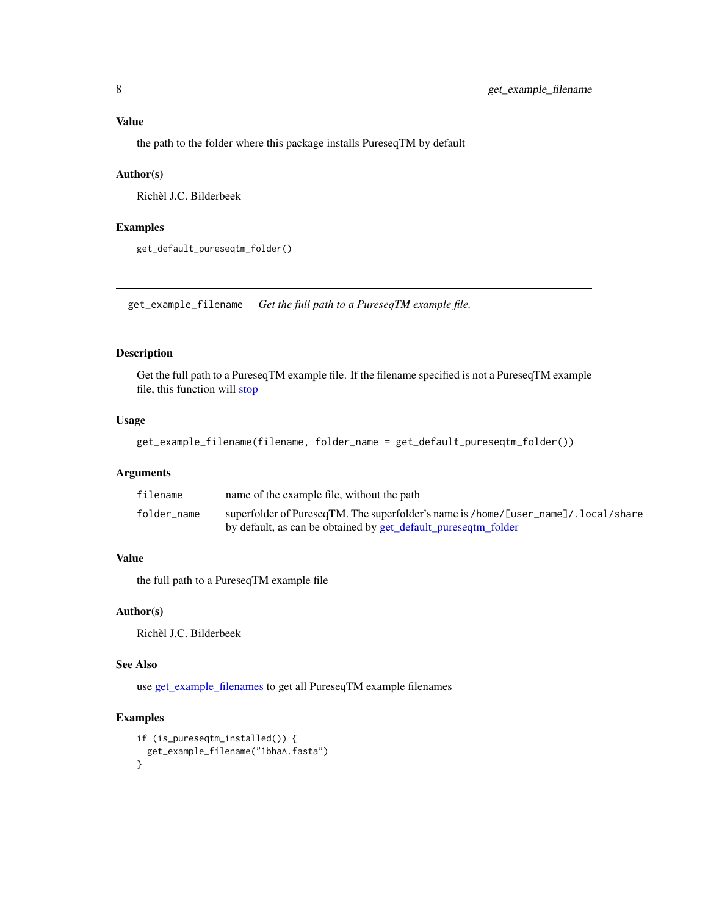### Value

the path to the folder where this package installs PureseqTM by default

### Author(s)

Richèl J.C. Bilderbeek

### Examples

```
get_default_pureseqtm_folder()
```

---

## get_example_filename    *Get the full path to a PureseqTM example file.*

---

### Description

Get the full path to a PureseqTM example file. If the filename specified is not a PureseqTM example file, this function will stop

### Usage

```
get_example_filename(filename, folder_name = get_default_pureseqtm_folder())
```

### Arguments

| | |
|---|---|
| filename | name of the example file, without the path |
| folder_name | superfolder of PureseqTM. The superfolder's name is `/home/[user_name]/.local/share` by default, as can be obtained by get_default_pureseqtm_folder |

### Value

the full path to a PureseqTM example file

### Author(s)

Richèl J.C. Bilderbeek

### See Also

use get_example_filenames to get all PureseqTM example filenames

### Examples

```
if (is_pureseqtm_installed()) {
  get_example_filename("1bhaA.fasta")
}
```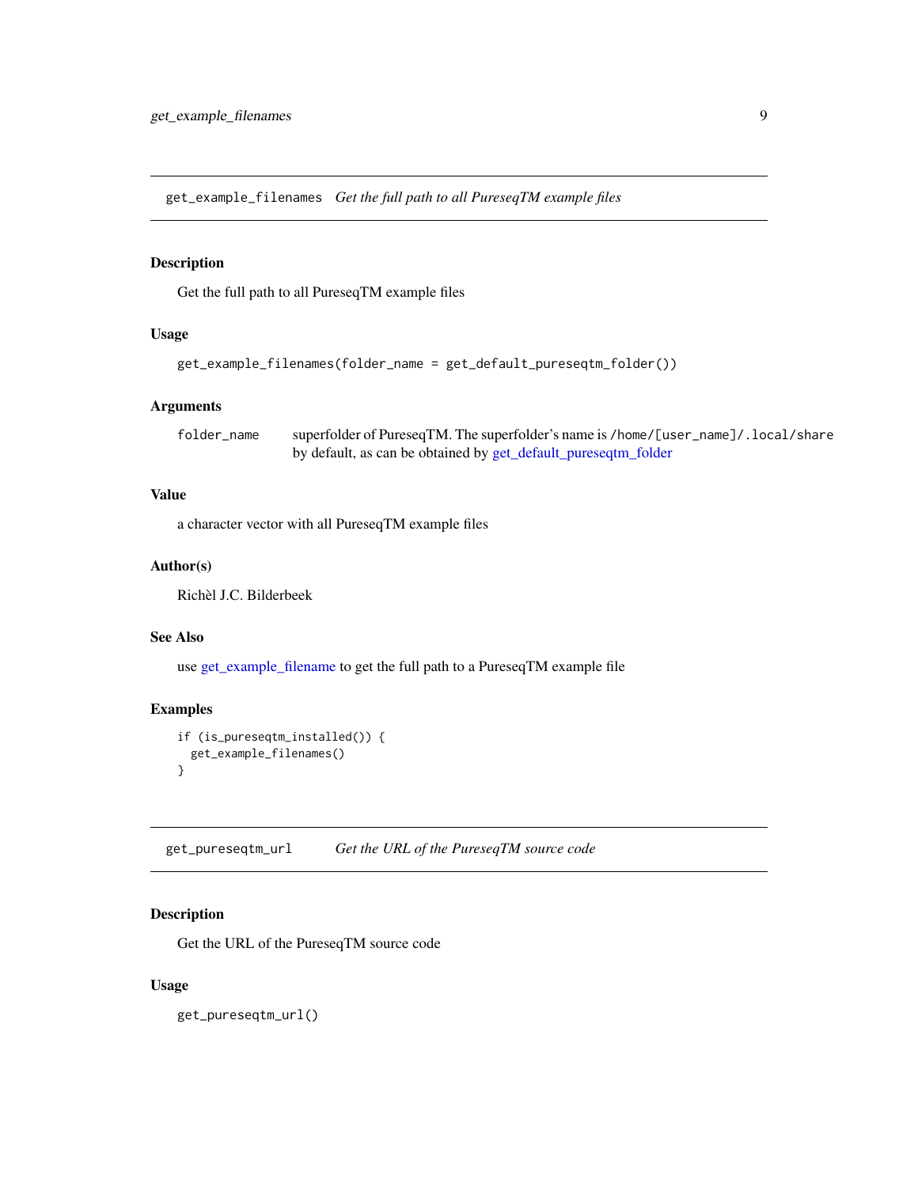## get_example_filenames *Get the full path to all PureseqTM example files*

### Description

Get the full path to all PureseqTM example files

### Usage

```
get_example_filenames(folder_name = get_default_pureseqtm_folder())
```

### Arguments

| | |
|---|---|
| folder_name | superfolder of PureseqTM. The superfolder's name is `/home/[user_name]/.local/share` by default, as can be obtained by get_default_pureseqtm_folder |

### Value

a character vector with all PureseqTM example files

### Author(s)

Richèl J.C. Bilderbeek

### See Also

use get_example_filename to get the full path to a PureseqTM example file

### Examples

```
if (is_pureseqtm_installed()) {
  get_example_filenames()
}
```

## get_pureseqtm_url *Get the URL of the PureseqTM source code*

### Description

Get the URL of the PureseqTM source code

### Usage

```
get_pureseqtm_url()
```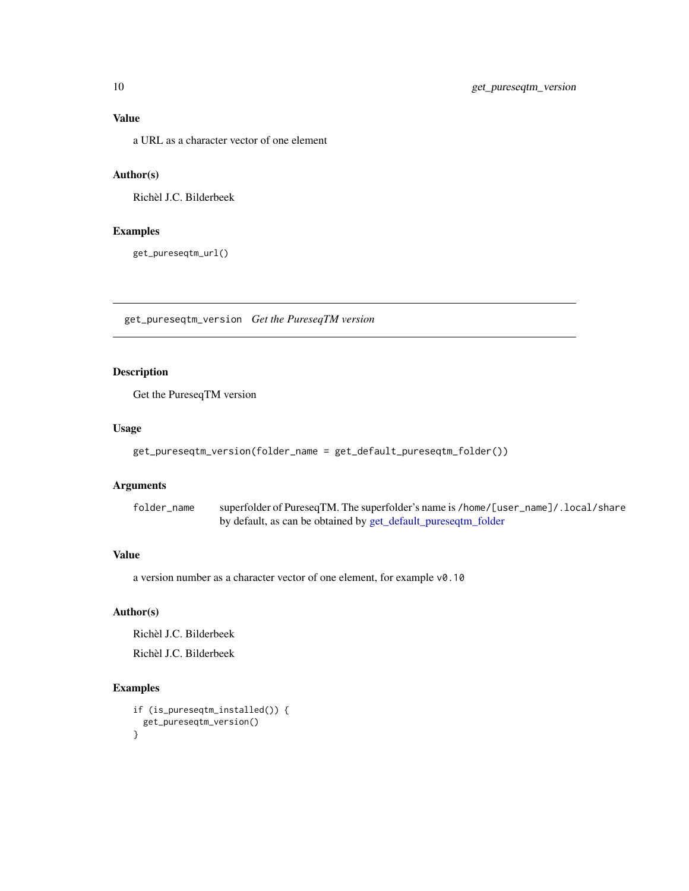### Value

a URL as a character vector of one element

### Author(s)

Richèl J.C. Bilderbeek

### Examples

```
get_pureseqtm_url()
```

---

## get_pureseqtm_version    *Get the PureseqTM version*

---

### Description

Get the PureseqTM version

### Usage

```
get_pureseqtm_version(folder_name = get_default_pureseqtm_folder())
```

### Arguments

| | |
|---|---|
| `folder_name` | superfolder of PureseqTM. The superfolder's name is `/home/[user_name]/.local/share` by default, as can be obtained by get_default_pureseqtm_folder |

### Value

a version number as a character vector of one element, for example `v0.10`

### Author(s)

Richèl J.C. Bilderbeek

Richèl J.C. Bilderbeek

### Examples

```
if (is_pureseqtm_installed()) {
  get_pureseqtm_version()
}
```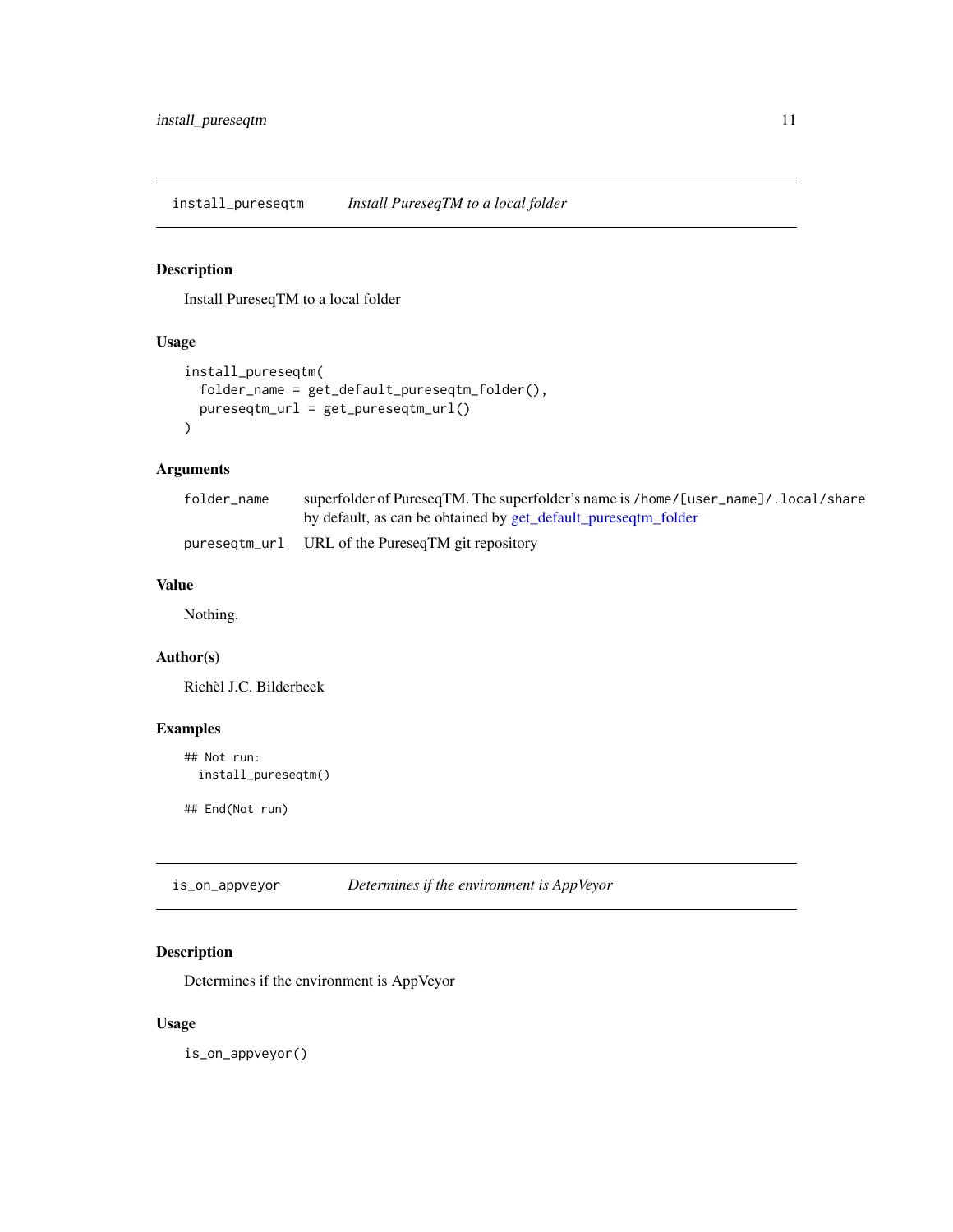## install_pureseqtm *Install PureseqTM to a local folder*

### Description

Install PureseqTM to a local folder

### Usage

```
install_pureseqtm(
  folder_name = get_default_pureseqtm_folder(),
  pureseqtm_url = get_pureseqtm_url()
)
```

### Arguments

| | |
|---|---|
| `folder_name` | superfolder of PureseqTM. The superfolder's name is `/home/[user_name]/.local/share` by default, as can be obtained by get_default_pureseqtm_folder |
| `pureseqtm_url` | URL of the PureseqTM git repository |

### Value

Nothing.

### Author(s)

Richèl J.C. Bilderbeek

### Examples

```
## Not run:
  install_pureseqtm()

## End(Not run)
```

## is_on_appveyor *Determines if the environment is AppVeyor*

### Description

Determines if the environment is AppVeyor

### Usage

```
is_on_appveyor()
```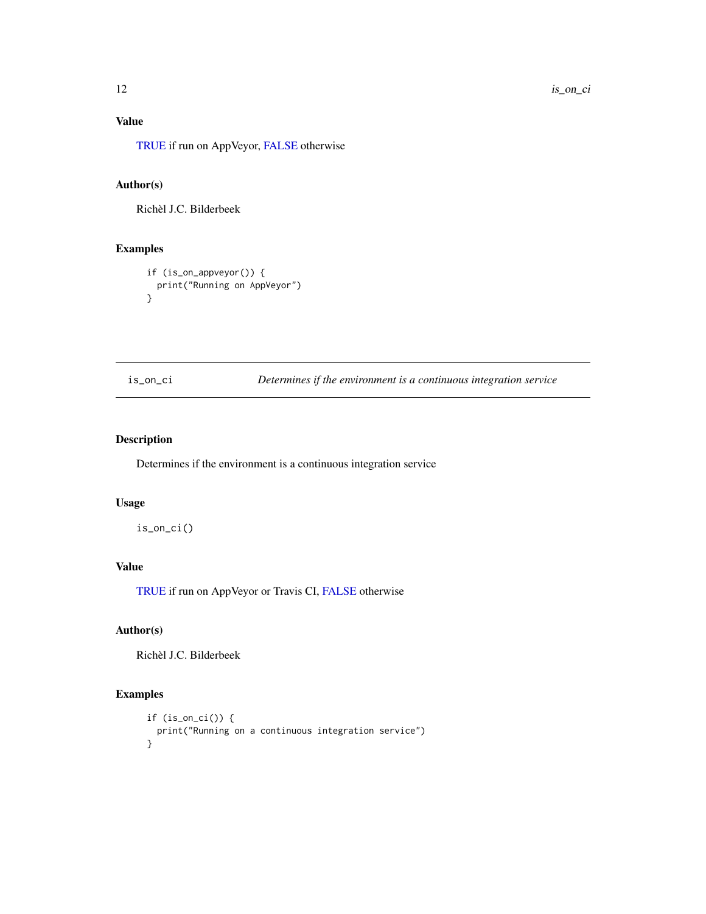### Value

TRUE if run on AppVeyor, FALSE otherwise

### Author(s)

Richèl J.C. Bilderbeek

### Examples

```
if (is_on_appveyor()) {
  print("Running on AppVeyor")
}
```

---

## is_on_ci &nbsp;&nbsp;&nbsp;&nbsp; *Determines if the environment is a continuous integration service*

---

### Description

Determines if the environment is a continuous integration service

### Usage

```
is_on_ci()
```

### Value

TRUE if run on AppVeyor or Travis CI, FALSE otherwise

### Author(s)

Richèl J.C. Bilderbeek

### Examples

```
if (is_on_ci()) {
  print("Running on a continuous integration service")
}
```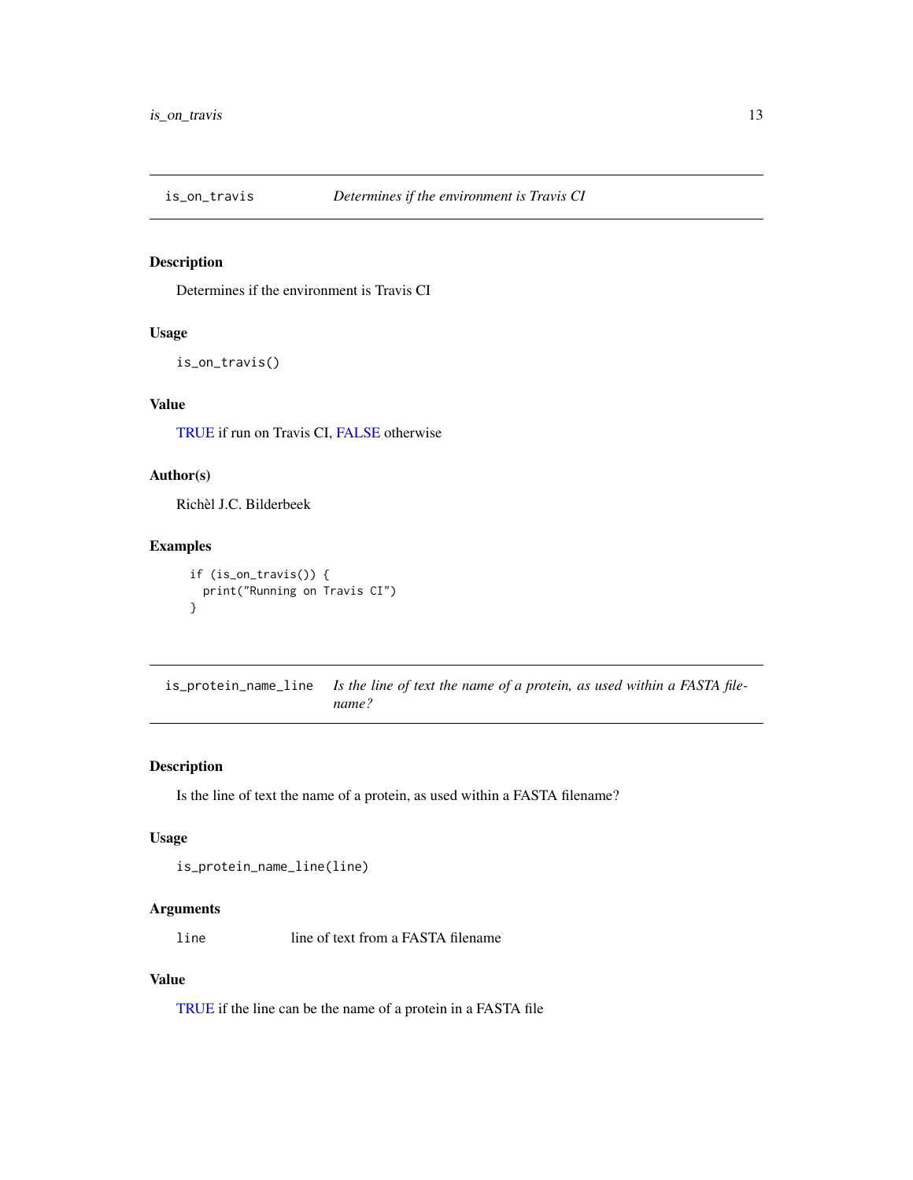## is_on_travis — *Determines if the environment is Travis CI*

### Description

Determines if the environment is Travis CI

### Usage

```
is_on_travis()
```

### Value

TRUE if run on Travis CI, FALSE otherwise

### Author(s)

Richèl J.C. Bilderbeek

### Examples

```
if (is_on_travis()) {
  print("Running on Travis CI")
}
```

## is_protein_name_line — *Is the line of text the name of a protein, as used within a FASTA filename?*

### Description

Is the line of text the name of a protein, as used within a FASTA filename?

### Usage

```
is_protein_name_line(line)
```

### Arguments

| | |
|---|---|
| line | line of text from a FASTA filename |

### Value

TRUE if the line can be the name of a protein in a FASTA file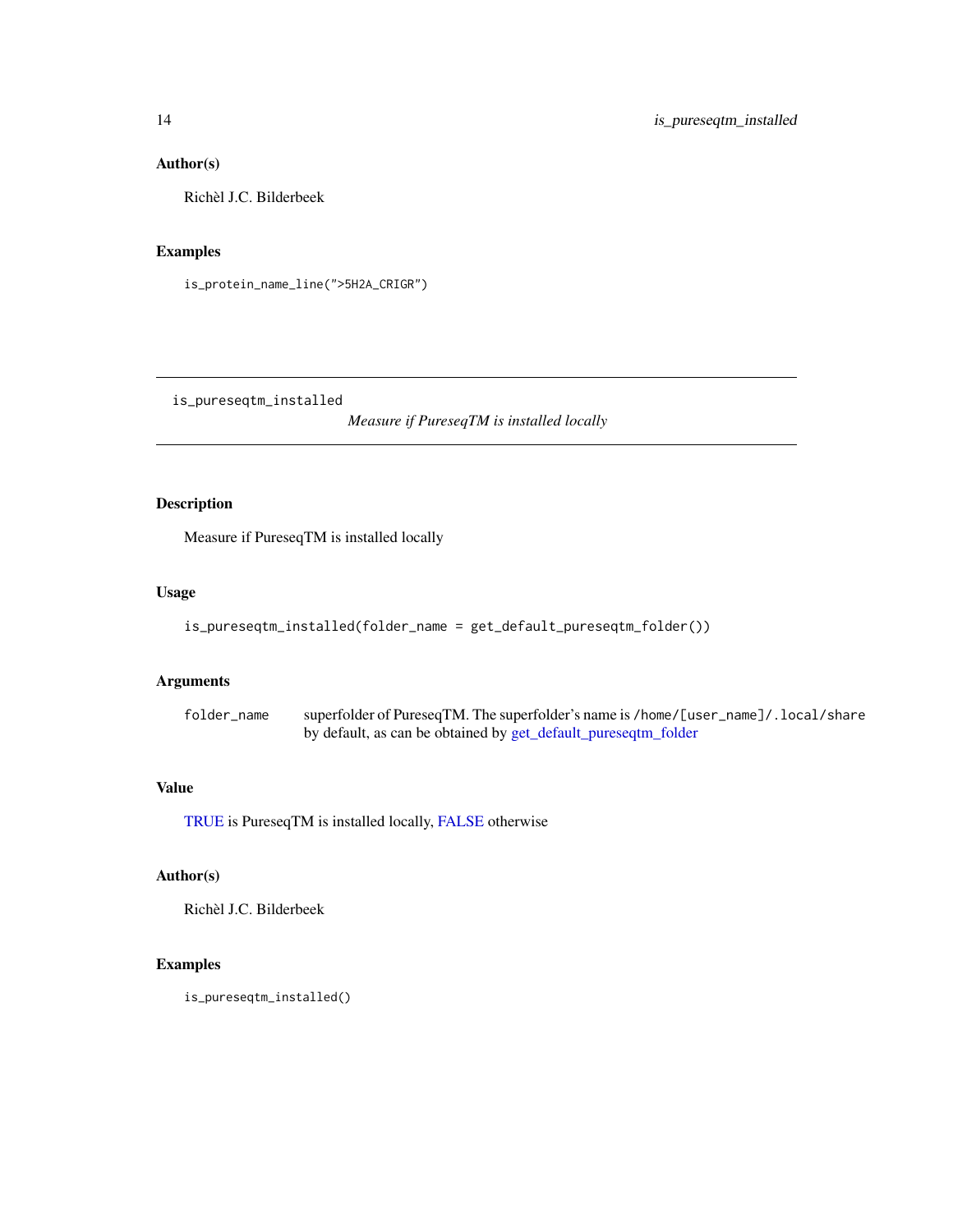### Author(s)

Richèl J.C. Bilderbeek

### Examples

```
is_protein_name_line(">5H2A_CRIGR")
```

---

## is_pureseqtm_installed — *Measure if PureseqTM is installed locally*

---

### Description

Measure if PureseqTM is installed locally

### Usage

```
is_pureseqtm_installed(folder_name = get_default_pureseqtm_folder())
```

### Arguments

| | |
|---|---|
| folder_name | superfolder of PureseqTM. The superfolder's name is /home/[user_name]/.local/share by default, as can be obtained by get_default_pureseqtm_folder |

### Value

TRUE is PureseqTM is installed locally, FALSE otherwise

### Author(s)

Richèl J.C. Bilderbeek

### Examples

```
is_pureseqtm_installed()
```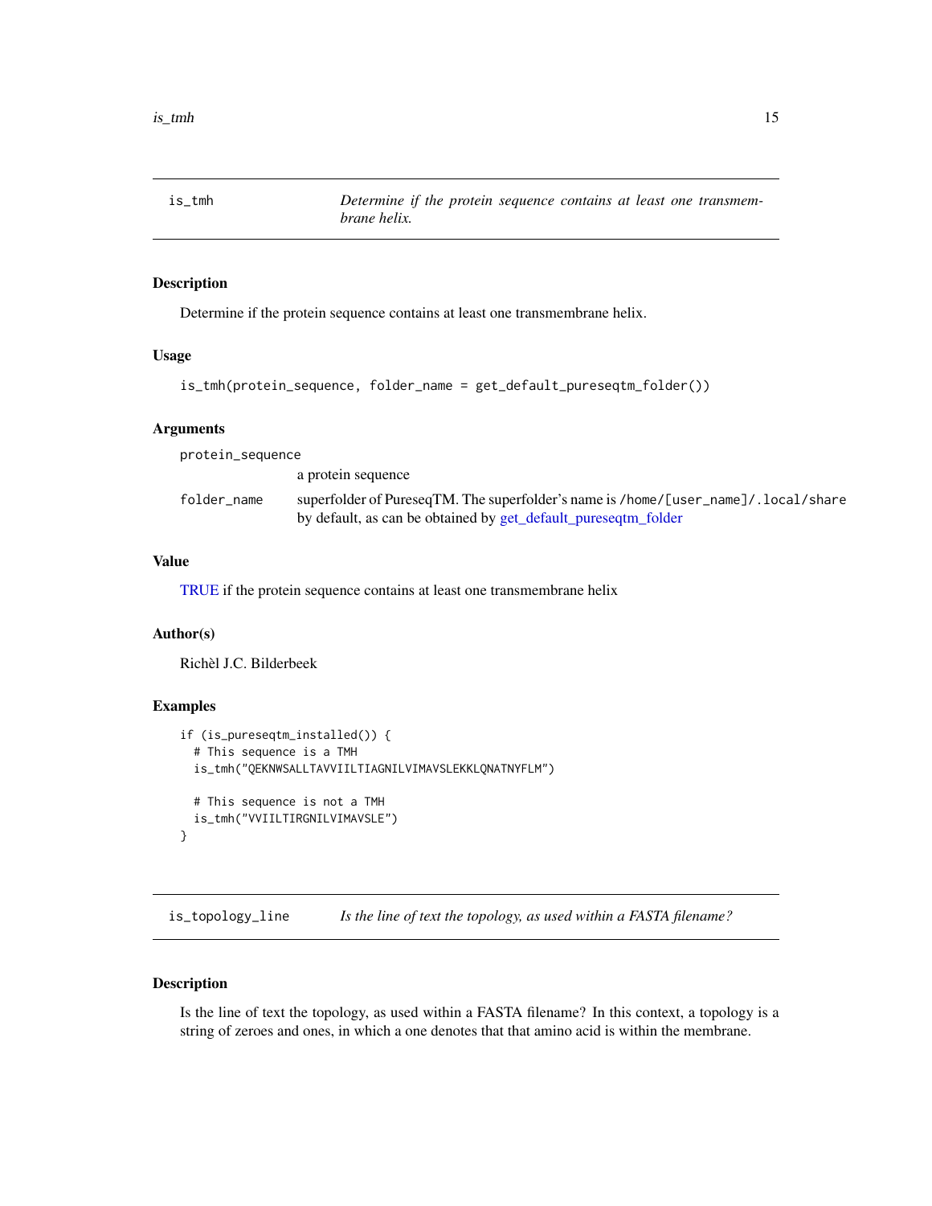## is_tmh — *Determine if the protein sequence contains at least one transmembrane helix.*

### Description

Determine if the protein sequence contains at least one transmembrane helix.

### Usage

```
is_tmh(protein_sequence, folder_name = get_default_pureseqtm_folder())
```

### Arguments

| | |
|---|---|
| `protein_sequence` | a protein sequence |
| `folder_name` | superfolder of PureseqTM. The superfolder's name is `/home/[user_name]/.local/share` by default, as can be obtained by get_default_pureseqtm_folder |

### Value

TRUE if the protein sequence contains at least one transmembrane helix

### Author(s)

Richèl J.C. Bilderbeek

### Examples

```
if (is_pureseqtm_installed()) {
  # This sequence is a TMH
  is_tmh("QEKNWSALLTAVVIILTIAGNILVIMAVSLEKKLQNATNYFLM")

  # This sequence is not a TMH
  is_tmh("VVIILTIRGNILVIMAVSLE")
}
```

## is_topology_line — *Is the line of text the topology, as used within a FASTA filename?*

### Description

Is the line of text the topology, as used within a FASTA filename? In this context, a topology is a string of zeroes and ones, in which a one denotes that that amino acid is within the membrane.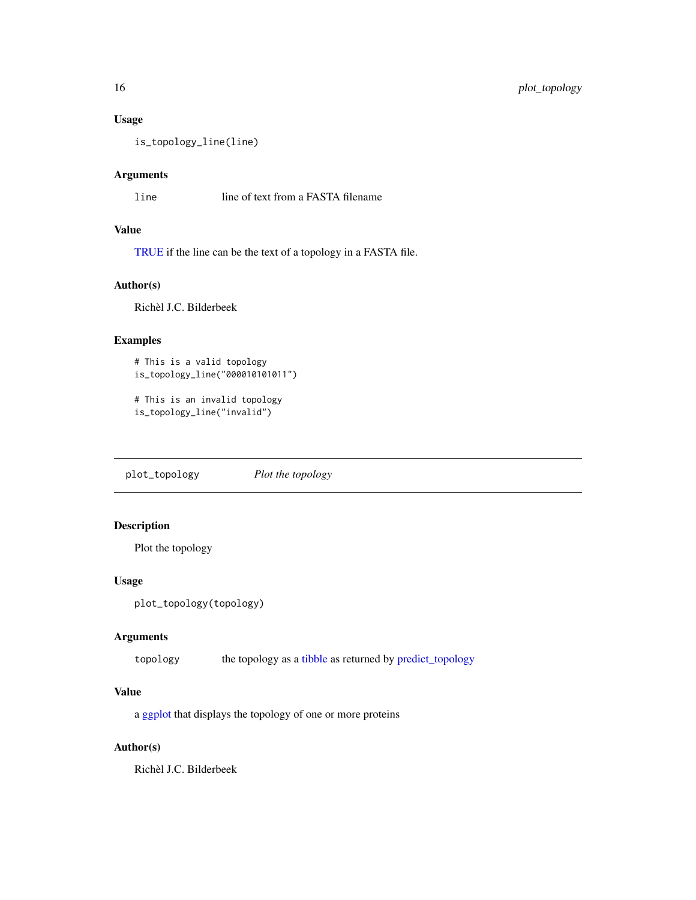### Usage

```
is_topology_line(line)
```

### Arguments

| | |
|---|---|
| line | line of text from a FASTA filename |

### Value

TRUE if the line can be the text of a topology in a FASTA file.

### Author(s)

Richèl J.C. Bilderbeek

### Examples

```
# This is a valid topology
is_topology_line("000010101011")

# This is an invalid topology
is_topology_line("invalid")
```

---

## plot_topology &nbsp;&nbsp;&nbsp; *Plot the topology*

---

### Description

Plot the topology

### Usage

```
plot_topology(topology)
```

### Arguments

| | |
|---|---|
| topology | the topology as a tibble as returned by predict_topology |

### Value

a ggplot that displays the topology of one or more proteins

### Author(s)

Richèl J.C. Bilderbeek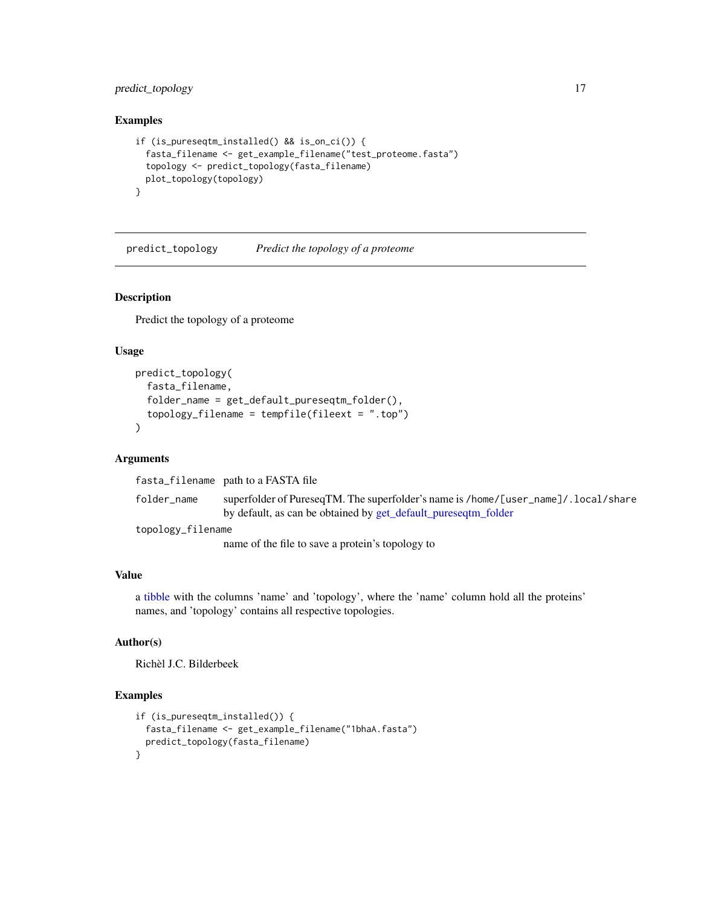## Examples

```
if (is_pureseqtm_installed() && is_on_ci()) {
  fasta_filename <- get_example_filename("test_proteome.fasta")
  topology <- predict_topology(fasta_filename)
  plot_topology(topology)
}
```

---

`predict_topology` *Predict the topology of a proteome*

---

## Description

Predict the topology of a proteome

## Usage

```
predict_topology(
  fasta_filename,
  folder_name = get_default_pureseqtm_folder(),
  topology_filename = tempfile(fileext = ".top")
)
```

## Arguments

| | |
|---|---|
| `fasta_filename` | path to a FASTA file |
| `folder_name` | superfolder of PureseqTM. The superfolder's name is `/home/[user_name]/.local/share` by default, as can be obtained by get_default_pureseqtm_folder |
| `topology_filename` | name of the file to save a protein's topology to |

## Value

a tibble with the columns 'name' and 'topology', where the 'name' column hold all the proteins' names, and 'topology' contains all respective topologies.

## Author(s)

Richèl J.C. Bilderbeek

## Examples

```
if (is_pureseqtm_installed()) {
  fasta_filename <- get_example_filename("1bhaA.fasta")
  predict_topology(fasta_filename)
}
```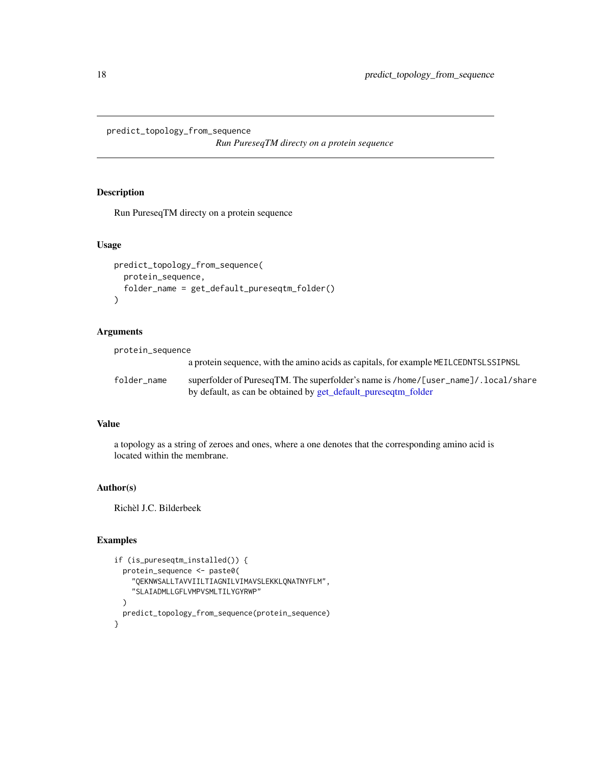# predict_topology_from_sequence

*Run PureseqTM directy on a protein sequence*

## Description

Run PureseqTM directy on a protein sequence

## Usage

```
predict_topology_from_sequence(
  protein_sequence,
  folder_name = get_default_pureseqtm_folder()
)
```

## Arguments

| | |
|---|---|
| protein_sequence | a protein sequence, with the amino acids as capitals, for example MEILCEDNTSLSSIPNSL |
| folder_name | superfolder of PureseqTM. The superfolder's name is /home/[user_name]/.local/share by default, as can be obtained by get_default_pureseqtm_folder |

## Value

a topology as a string of zeroes and ones, where a one denotes that the corresponding amino acid is located within the membrane.

## Author(s)

Richèl J.C. Bilderbeek

## Examples

```
if (is_pureseqtm_installed()) {
  protein_sequence <- paste0(
    "QEKNWSALLTAVVIILTIAGNILVIMAVSLEKKLQNATNYFLM",
    "SLAIADMLLGFLVMPVSMLTILYGYRWP"
  )
  predict_topology_from_sequence(protein_sequence)
}
```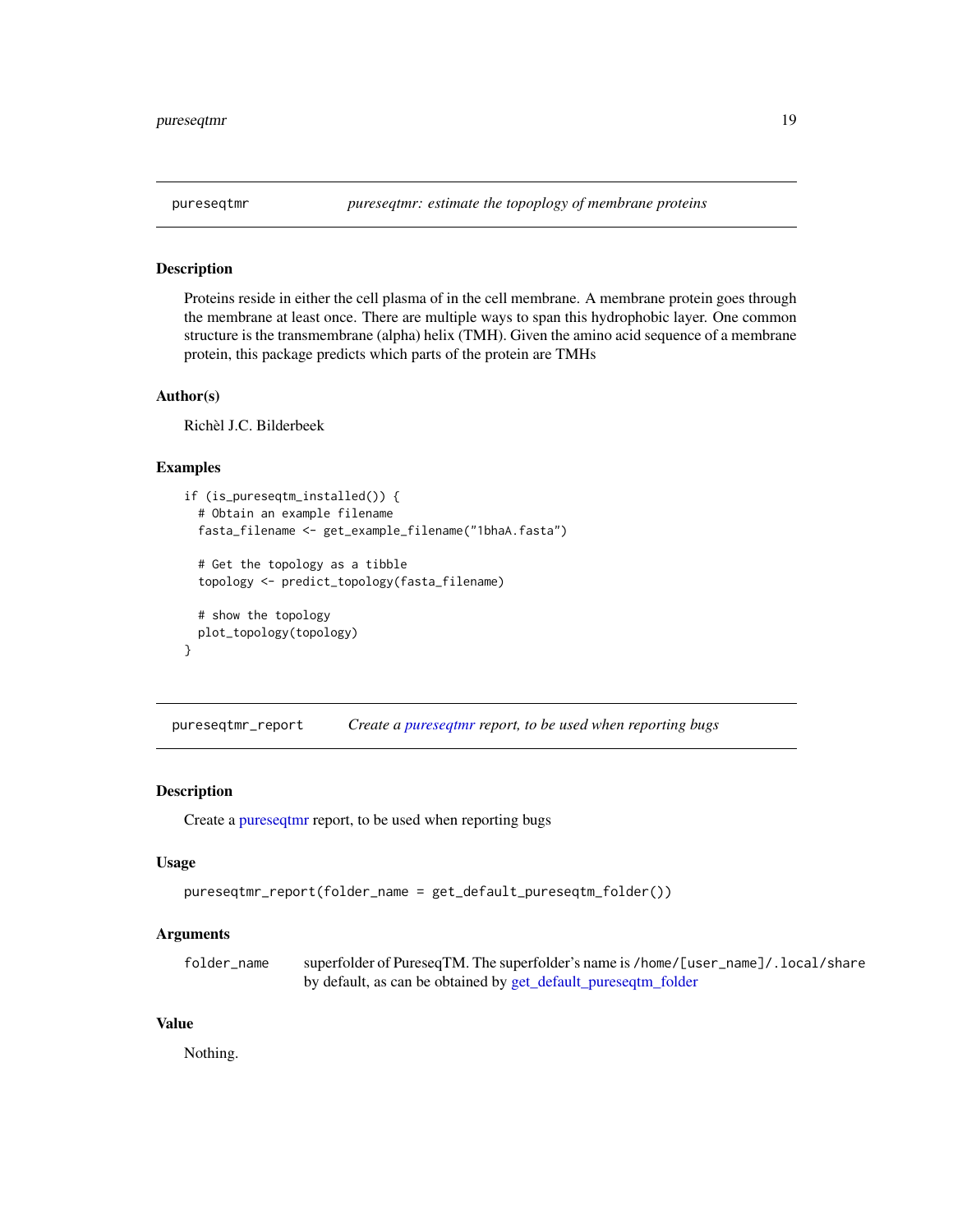## pureseqtmr — *pureseqtmr: estimate the topoplogy of membrane proteins*

### Description

Proteins reside in either the cell plasma of in the cell membrane. A membrane protein goes through the membrane at least once. There are multiple ways to span this hydrophobic layer. One common structure is the transmembrane (alpha) helix (TMH). Given the amino acid sequence of a membrane protein, this package predicts which parts of the protein are TMHs

### Author(s)

Richèl J.C. Bilderbeek

### Examples

```
if (is_pureseqtm_installed()) {
  # Obtain an example filename
  fasta_filename <- get_example_filename("1bhaA.fasta")

  # Get the topology as a tibble
  topology <- predict_topology(fasta_filename)

  # show the topology
  plot_topology(topology)
}
```

## pureseqtmr_report — *Create a pureseqtmr report, to be used when reporting bugs*

### Description

Create a pureseqtmr report, to be used when reporting bugs

### Usage

```
pureseqtmr_report(folder_name = get_default_pureseqtm_folder())
```

### Arguments

| | |
|---|---|
| folder_name | superfolder of PureseqTM. The superfolder's name is `/home/[user_name]/.local/share` by default, as can be obtained by get_default_pureseqtm_folder |

### Value

Nothing.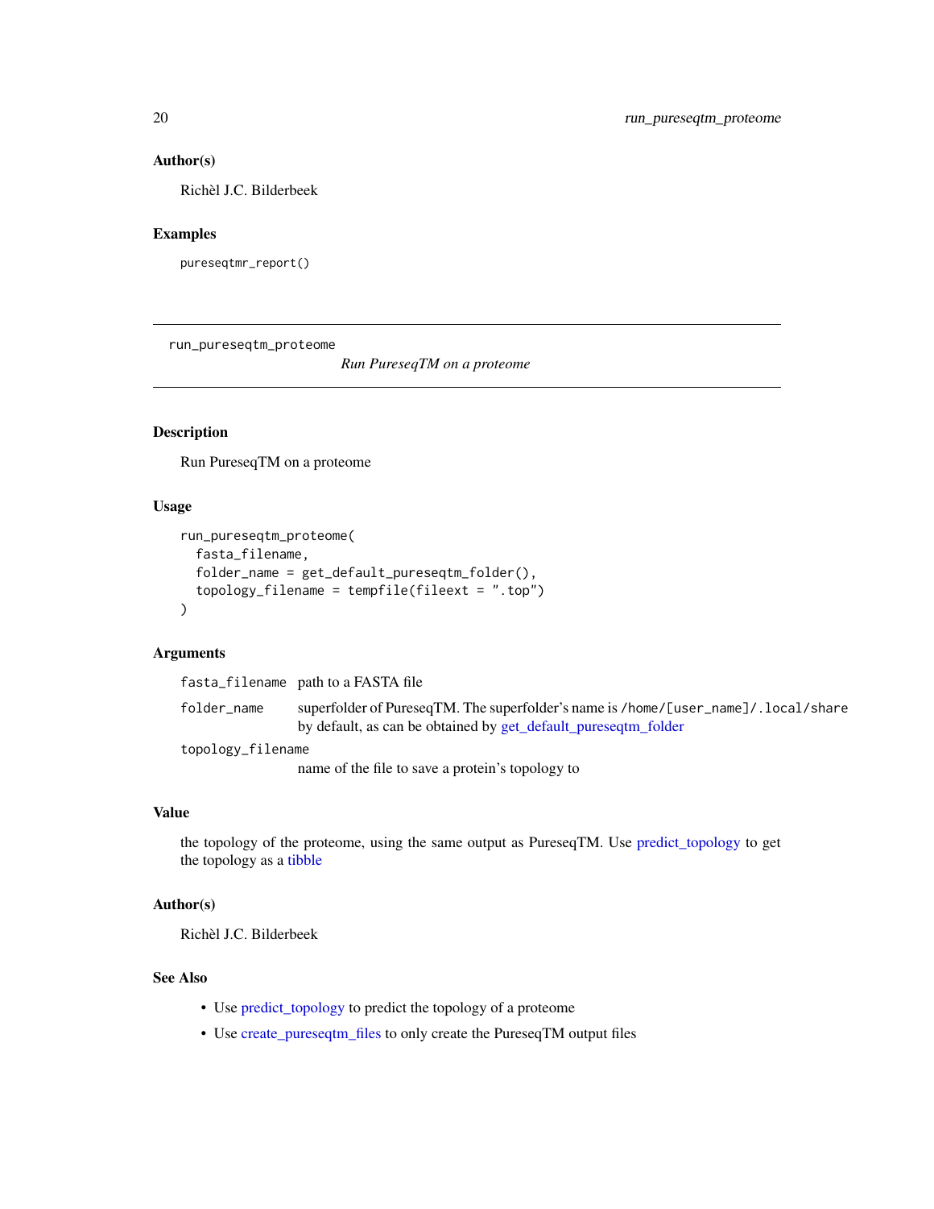### Author(s)

Richèl J.C. Bilderbeek

### Examples

```
pureseqtmr_report()
```

---

## run_pureseqtm_proteome

*Run PureseqTM on a proteome*

---

### Description

Run PureseqTM on a proteome

### Usage

```
run_pureseqtm_proteome(
  fasta_filename,
  folder_name = get_default_pureseqtm_folder(),
  topology_filename = tempfile(fileext = ".top")
)
```

### Arguments

| | |
|---|---|
| fasta_filename | path to a FASTA file |
| folder_name | superfolder of PureseqTM. The superfolder's name is /home/[user_name]/.local/share by default, as can be obtained by get_default_pureseqtm_folder |
| topology_filename | name of the file to save a protein's topology to |

### Value

the topology of the proteome, using the same output as PureseqTM. Use predict_topology to get the topology as a tibble

### Author(s)

Richèl J.C. Bilderbeek

### See Also

- Use predict_topology to predict the topology of a proteome
- Use create_pureseqtm_files to only create the PureseqTM output files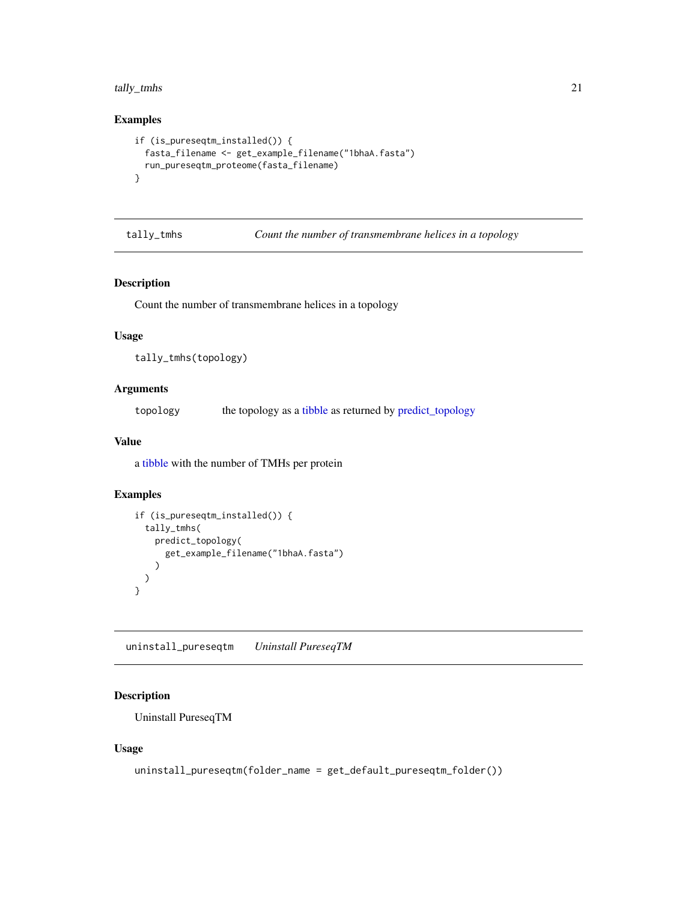## Examples

```
if (is_pureseqtm_installed()) {
  fasta_filename <- get_example_filename("1bhaA.fasta")
  run_pureseqtm_proteome(fasta_filename)
}
```

---

## tally_tmhs — *Count the number of transmembrane helices in a topology*

---

### Description

Count the number of transmembrane helices in a topology

### Usage

```
tally_tmhs(topology)
```

### Arguments

| | |
|---|---|
| topology | the topology as a tibble as returned by predict_topology |

### Value

a tibble with the number of TMHs per protein

### Examples

```
if (is_pureseqtm_installed()) {
  tally_tmhs(
    predict_topology(
      get_example_filename("1bhaA.fasta")
    )
  )
}
```

---

## uninstall_pureseqtm — *Uninstall PureseqTM*

---

### Description

Uninstall PureseqTM

### Usage

```
uninstall_pureseqtm(folder_name = get_default_pureseqtm_folder())
```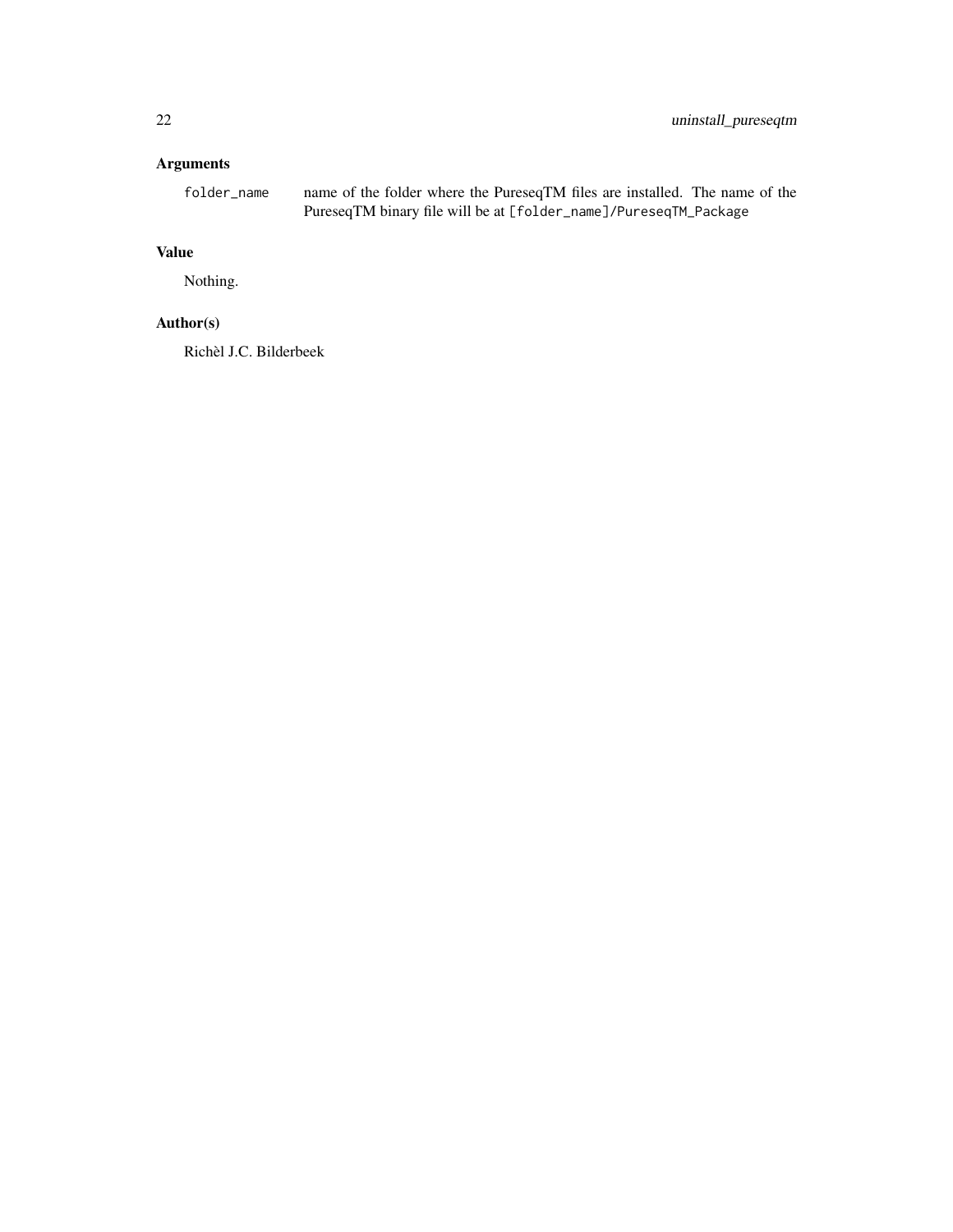## Arguments

folder_name name of the folder where the PureseqTM files are installed. The name of the PureseqTM binary file will be at `[folder_name]/PureseqTM_Package`

## Value

Nothing.

## Author(s)

Richèl J.C. Bilderbeek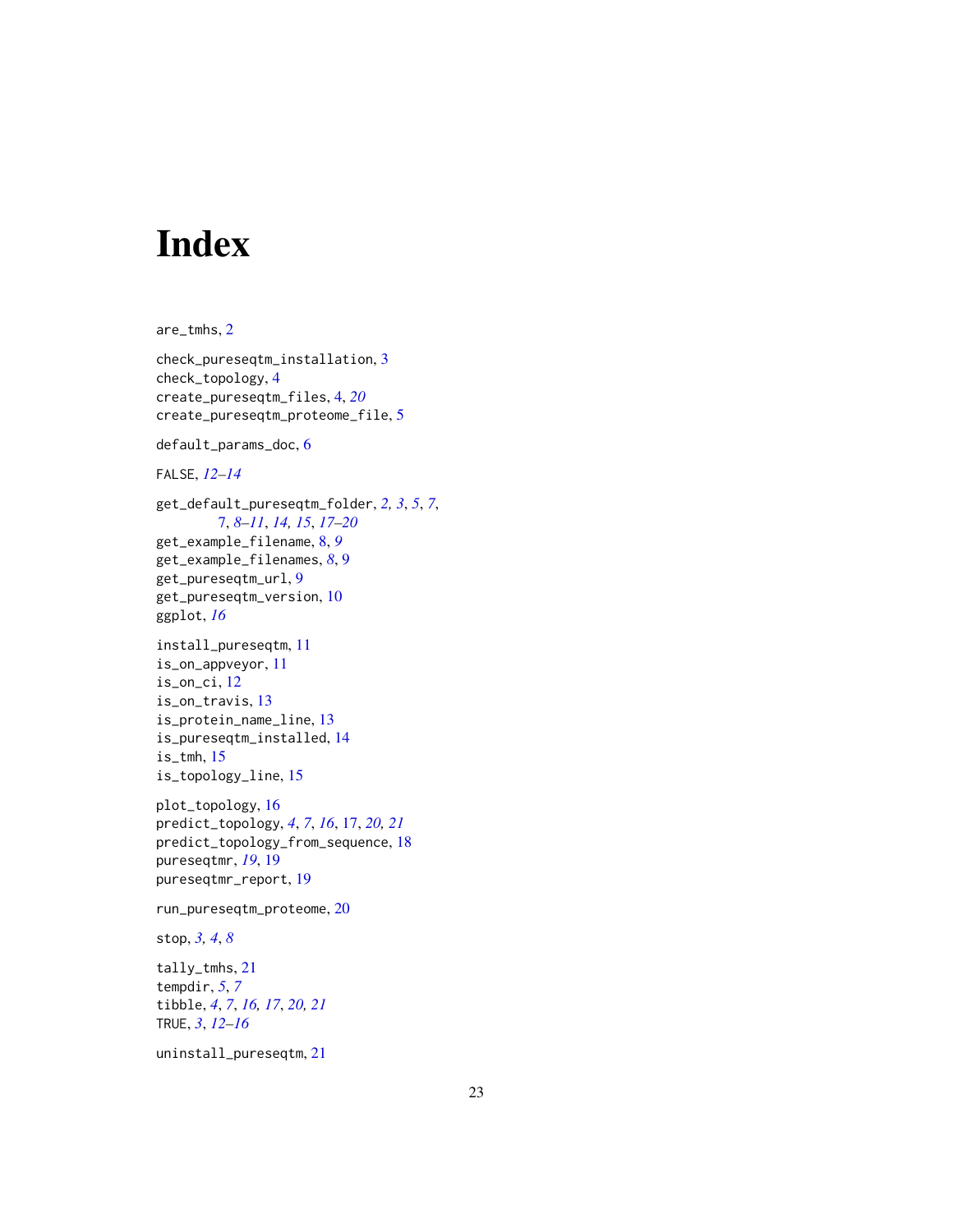# Index

are_tmhs, 2

check_pureseqtm_installation, 3
check_topology, 4
create_pureseqtm_files, 4, *20*
create_pureseqtm_proteome_file, 5

default_params_doc, 6

FALSE, *12–14*

get_default_pureseqtm_folder, *2, 3*, *5*, *7*, 7, *8–11*, *14, 15*, *17–20*
get_example_filename, 8, *9*
get_example_filenames, *8*, 9
get_pureseqtm_url, 9
get_pureseqtm_version, 10
ggplot, *16*

install_pureseqtm, 11
is_on_appveyor, 11
is_on_ci, 12
is_on_travis, 13
is_protein_name_line, 13
is_pureseqtm_installed, 14
is_tmh, 15
is_topology_line, 15

plot_topology, 16
predict_topology, *4*, *7*, *16*, 17, *20, 21*
predict_topology_from_sequence, 18
pureseqtmr, *19*, 19
pureseqtmr_report, 19

run_pureseqtm_proteome, 20

stop, *3, 4*, *8*

tally_tmhs, 21
tempdir, *5*, *7*
tibble, *4*, *7*, *16, 17*, *20, 21*
TRUE, *3*, *12–16*

uninstall_pureseqtm, 21